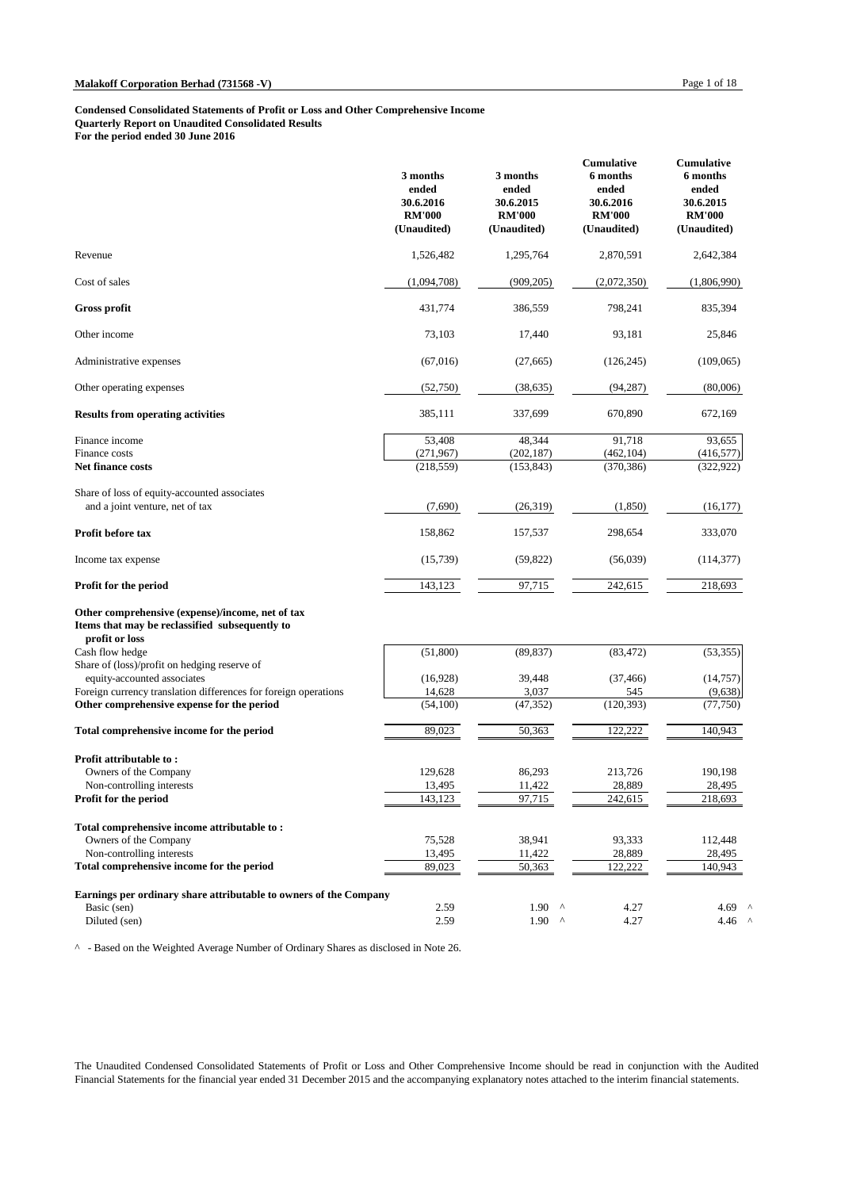**Malakoff Corporation Berhad (731568 -V)**

**Condensed Consolidated Statements of Profit or Loss and Other Comprehensive Income**
**Quarterly Report on Unaudited Consolidated Results**
**For the period ended 30 June 2016**

| | 3 months ended 30.6.2016 RM'000 (Unaudited) | 3 months ended 30.6.2015 RM'000 (Unaudited) | Cumulative 6 months ended 30.6.2016 RM'000 (Unaudited) | Cumulative 6 months ended 30.6.2015 RM'000 (Unaudited) |
|---|---|---|---|---|
| Revenue | 1,526,482 | 1,295,764 | 2,870,591 | 2,642,384 |
| Cost of sales | (1,094,708) | (909,205) | (2,072,350) | (1,806,990) |
| **Gross profit** | 431,774 | 386,559 | 798,241 | 835,394 |
| Other income | 73,103 | 17,440 | 93,181 | 25,846 |
| Administrative expenses | (67,016) | (27,665) | (126,245) | (109,065) |
| Other operating expenses | (52,750) | (38,635) | (94,287) | (80,006) |
| **Results from operating activities** | 385,111 | 337,699 | 670,890 | 672,169 |
| Finance income | 53,408 | 48,344 | 91,718 | 93,655 |
| Finance costs | (271,967) | (202,187) | (462,104) | (416,577) |
| **Net finance costs** | (218,559) | (153,843) | (370,386) | (322,922) |
| Share of loss of equity-accounted associates and a joint venture, net of tax | (7,690) | (26,319) | (1,850) | (16,177) |
| **Profit before tax** | 158,862 | 157,537 | 298,654 | 333,070 |
| Income tax expense | (15,739) | (59,822) | (56,039) | (114,377) |
| **Profit for the period** | 143,123 | 97,715 | 242,615 | 218,693 |
| **Other comprehensive (expense)/income, net of tax** | | | | |
| **Items that may be reclassified subsequently to profit or loss** | | | | |
| Cash flow hedge | (51,800) | (89,837) | (83,472) | (53,355) |
| Share of (loss)/profit on hedging reserve of equity-accounted associates | (16,928) | 39,448 | (37,466) | (14,757) |
| Foreign currency translation differences for foreign operations | 14,628 | 3,037 | 545 | (9,638) |
| **Other comprehensive expense for the period** | (54,100) | (47,352) | (120,393) | (77,750) |
| **Total comprehensive income for the period** | 89,023 | 50,363 | 122,222 | 140,943 |
| **Profit attributable to :** | | | | |
| Owners of the Company | 129,628 | 86,293 | 213,726 | 190,198 |
| Non-controlling interests | 13,495 | 11,422 | 28,889 | 28,495 |
| **Profit for the period** | 143,123 | 97,715 | 242,615 | 218,693 |
| **Total comprehensive income attributable to :** | | | | |
| Owners of the Company | 75,528 | 38,941 | 93,333 | 112,448 |
| Non-controlling interests | 13,495 | 11,422 | 28,889 | 28,495 |
| **Total comprehensive income for the period** | 89,023 | 50,363 | 122,222 | 140,943 |
| **Earnings per ordinary share attributable to owners of the Company** | | | | |
| Basic (sen) | 2.59 | 1.90 ^ | 4.27 | 4.69 ^ |
| Diluted (sen) | 2.59 | 1.90 ^ | 4.27 | 4.46 ^ |

^ - Based on the Weighted Average Number of Ordinary Shares as disclosed in Note 26.

The Unaudited Condensed Consolidated Statements of Profit or Loss and Other Comprehensive Income should be read in conjunction with the Audited Financial Statements for the financial year ended 31 December 2015 and the accompanying explanatory notes attached to the interim financial statements.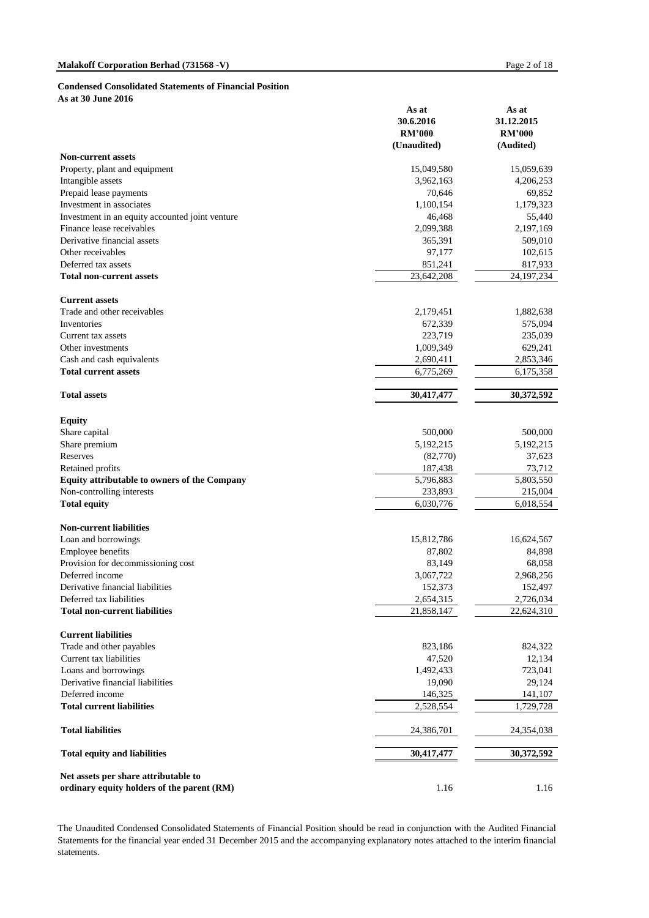**Condensed Consolidated Statements of Financial Position**
**As at 30 June 2016**

| | As at 30.6.2016 RM'000 (Unaudited) | As at 31.12.2015 RM'000 (Audited) |
|---|---|---|
| **Non-current assets** | | |
| Property, plant and equipment | 15,049,580 | 15,059,639 |
| Intangible assets | 3,962,163 | 4,206,253 |
| Prepaid lease payments | 70,646 | 69,852 |
| Investment in associates | 1,100,154 | 1,179,323 |
| Investment in an equity accounted joint venture | 46,468 | 55,440 |
| Finance lease receivables | 2,099,388 | 2,197,169 |
| Derivative financial assets | 365,391 | 509,010 |
| Other receivables | 97,177 | 102,615 |
| Deferred tax assets | 851,241 | 817,933 |
| **Total non-current assets** | 23,642,208 | 24,197,234 |
| | | |
| **Current assets** | | |
| Trade and other receivables | 2,179,451 | 1,882,638 |
| Inventories | 672,339 | 575,094 |
| Current tax assets | 223,719 | 235,039 |
| Other investments | 1,009,349 | 629,241 |
| Cash and cash equivalents | 2,690,411 | 2,853,346 |
| **Total current assets** | 6,775,269 | 6,175,358 |
| | | |
| **Total assets** | **30,417,477** | **30,372,592** |
| | | |
| **Equity** | | |
| Share capital | 500,000 | 500,000 |
| Share premium | 5,192,215 | 5,192,215 |
| Reserves | (82,770) | 37,623 |
| Retained profits | 187,438 | 73,712 |
| **Equity attributable to owners of the Company** | 5,796,883 | 5,803,550 |
| Non-controlling interests | 233,893 | 215,004 |
| **Total equity** | 6,030,776 | 6,018,554 |
| | | |
| **Non-current liabilities** | | |
| Loan and borrowings | 15,812,786 | 16,624,567 |
| Employee benefits | 87,802 | 84,898 |
| Provision for decommissioning cost | 83,149 | 68,058 |
| Deferred income | 3,067,722 | 2,968,256 |
| Derivative financial liabilities | 152,373 | 152,497 |
| Deferred tax liabilities | 2,654,315 | 2,726,034 |
| **Total non-current liabilities** | 21,858,147 | 22,624,310 |
| | | |
| **Current liabilities** | | |
| Trade and other payables | 823,186 | 824,322 |
| Current tax liabilities | 47,520 | 12,134 |
| Loans and borrowings | 1,492,433 | 723,041 |
| Derivative financial liabilities | 19,090 | 29,124 |
| Deferred income | 146,325 | 141,107 |
| **Total current liabilities** | 2,528,554 | 1,729,728 |
| | | |
| **Total liabilities** | 24,386,701 | 24,354,038 |
| | | |
| **Total equity and liabilities** | **30,417,477** | **30,372,592** |
| | | |
| **Net assets per share attributable to ordinary equity holders of the parent (RM)** | 1.16 | 1.16 |

The Unaudited Condensed Consolidated Statements of Financial Position should be read in conjunction with the Audited Financial Statements for the financial year ended 31 December 2015 and the accompanying explanatory notes attached to the interim financial statements.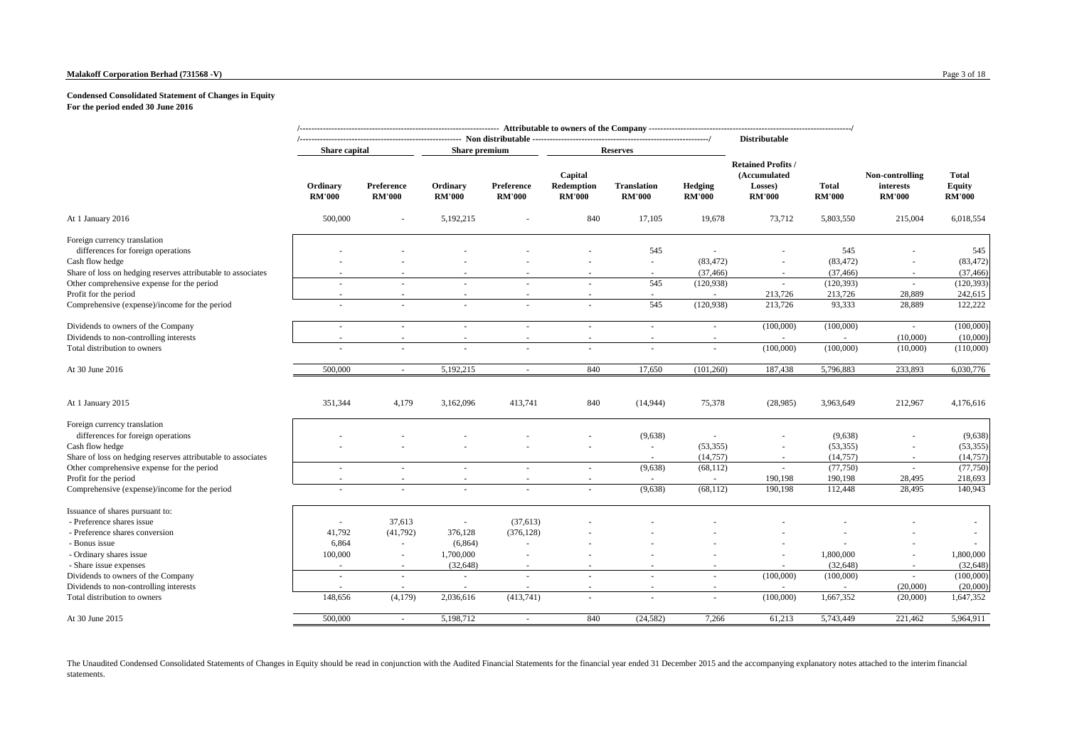## Condensed Consolidated Statement of Changes in Equity
**For the period ended 30 June 2016**

| | Attributable to owners of the Company | | | | | | | | | | |
|---|---|---|---|---|---|---|---|---|---|---|---|
| | Non distributable | | | | | | | Distributable | | | |
| | Share capital | | Share premium | | Reserves | | | | | | |
| | Ordinary RM'000 | Preference RM'000 | Ordinary RM'000 | Preference RM'000 | Capital Redemption RM'000 | Translation RM'000 | Hedging RM'000 | Retained Profits / (Accumulated Losses) RM'000 | Total RM'000 | Non-controlling interests RM'000 | Total Equity RM'000 |
| At 1 January 2016 | 500,000 | - | 5,192,215 | - | 840 | 17,105 | 19,678 | 73,712 | 5,803,550 | 215,004 | 6,018,554 |
| Foreign currency translation differences for foreign operations | - | - | - | - | - | 545 | - | - | 545 | - | 545 |
| Cash flow hedge | - | - | - | - | - | - | (83,472) | - | (83,472) | - | (83,472) |
| Share of loss on hedging reserves attributable to associates | - | - | - | - | - | - | (37,466) | - | (37,466) | - | (37,466) |
| Other comprehensive expense for the period | - | - | - | - | - | 545 | (120,938) | - | (120,393) | - | (120,393) |
| Profit for the period | - | - | - | - | - | - | - | 213,726 | 213,726 | 28,889 | 242,615 |
| Comprehensive (expense)/income for the period | - | - | - | - | - | 545 | (120,938) | 213,726 | 93,333 | 28,889 | 122,222 |
| Dividends to owners of the Company | - | - | - | - | - | - | - | (100,000) | (100,000) | - | (100,000) |
| Dividends to non-controlling interests | - | - | - | - | - | - | - | - | - | (10,000) | (10,000) |
| Total distribution to owners | - | - | - | - | - | - | - | (100,000) | (100,000) | (10,000) | (110,000) |
| At 30 June 2016 | 500,000 | - | 5,192,215 | - | 840 | 17,650 | (101,260) | 187,438 | 5,796,883 | 233,893 | 6,030,776 |
| | | | | | | | | | | | |
| At 1 January 2015 | 351,344 | 4,179 | 3,162,096 | 413,741 | 840 | (14,944) | 75,378 | (28,985) | 3,963,649 | 212,967 | 4,176,616 |
| Foreign currency translation differences for foreign operations | - | - | - | - | - | (9,638) | - | - | (9,638) | - | (9,638) |
| Cash flow hedge | - | - | - | - | - | - | (53,355) | - | (53,355) | - | (53,355) |
| Share of loss on hedging reserves attributable to associates | | | | | | - | (14,757) | - | (14,757) | - | (14,757) |
| Other comprehensive expense for the period | - | - | - | - | - | (9,638) | (68,112) | - | (77,750) | - | (77,750) |
| Profit for the period | - | - | - | - | - | - | - | 190,198 | 190,198 | 28,495 | 218,693 |
| Comprehensive (expense)/income for the period | - | - | - | - | - | (9,638) | (68,112) | 190,198 | 112,448 | 28,495 | 140,943 |
| Issuance of shares pursuant to: | | | | | | | | | | | |
| - Preference shares issue | - | 37,613 | - | (37,613) | - | - | - | - | - | - | - |
| - Preference shares conversion | 41,792 | (41,792) | 376,128 | (376,128) | - | - | - | - | - | - | - |
| - Bonus issue | 6,864 | - | (6,864) | - | - | - | - | - | - | - | - |
| - Ordinary shares issue | 100,000 | - | 1,700,000 | - | - | - | - | - | 1,800,000 | - | 1,800,000 |
| - Share issue expenses | - | - | (32,648) | - | - | - | - | - | (32,648) | - | (32,648) |
| Dividends to owners of the Company | - | - | - | - | - | - | - | (100,000) | (100,000) | - | (100,000) |
| Dividends to non-controlling interests | - | - | - | - | - | - | - | - | - | (20,000) | (20,000) |
| Total distribution to owners | 148,656 | (4,179) | 2,036,616 | (413,741) | - | - | - | (100,000) | 1,667,352 | (20,000) | 1,647,352 |
| At 30 June 2015 | 500,000 | - | 5,198,712 | - | 840 | (24,582) | 7,266 | 61,213 | 5,743,449 | 221,462 | 5,964,911 |

The Unaudited Condensed Consolidated Statements of Changes in Equity should be read in conjunction with the Audited Financial Statements for the financial year ended 31 December 2015 and the accompanying explanatory notes attached to the interim financial statements.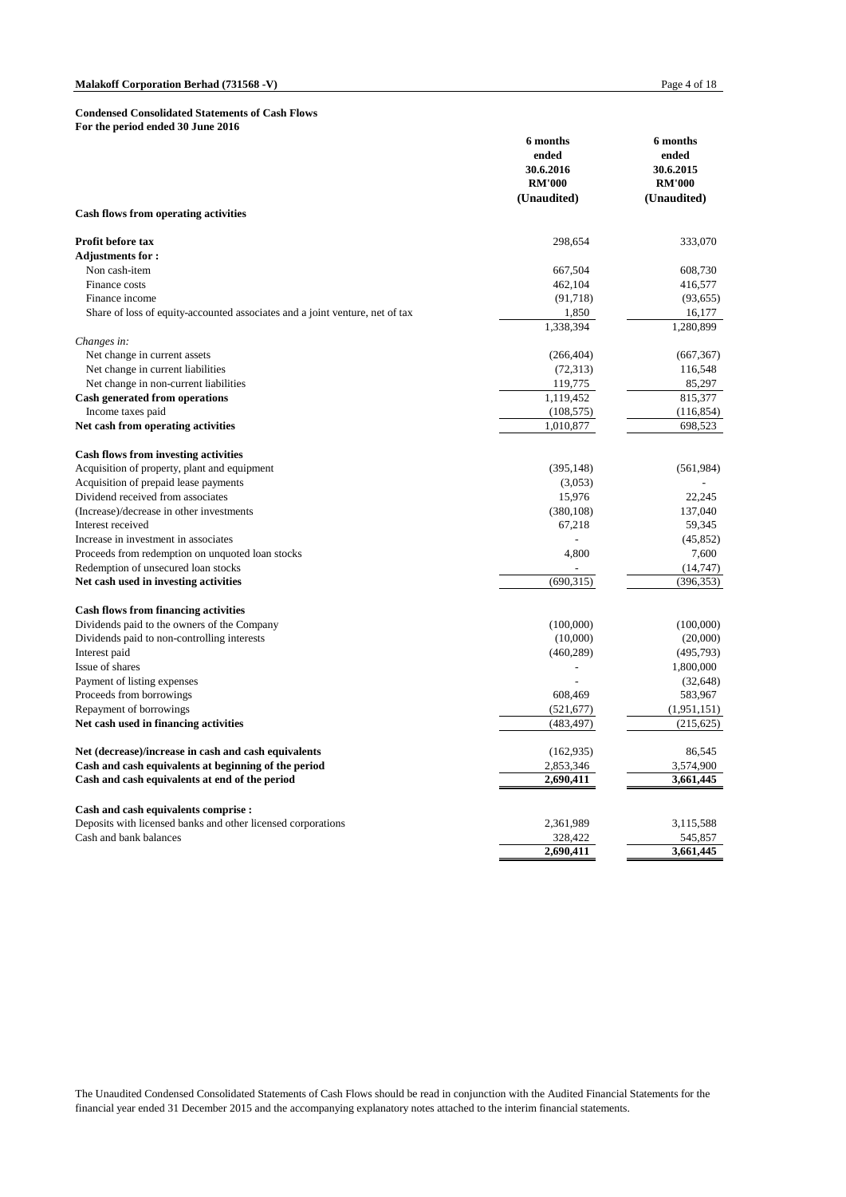**Condensed Consolidated Statements of Cash Flows**
**For the period ended 30 June 2016**

| | 6 months ended 30.6.2016 RM'000 (Unaudited) | 6 months ended 30.6.2015 RM'000 (Unaudited) |
|---|---|---|
| **Cash flows from operating activities** | | |
| **Profit before tax** | 298,654 | 333,070 |
| **Adjustments for :** | | |
| Non cash-item | 667,504 | 608,730 |
| Finance costs | 462,104 | 416,577 |
| Finance income | (91,718) | (93,655) |
| Share of loss of equity-accounted associates and a joint venture, net of tax | 1,850 | 16,177 |
| | 1,338,394 | 1,280,899 |
| *Changes in:* | | |
| Net change in current assets | (266,404) | (667,367) |
| Net change in current liabilities | (72,313) | 116,548 |
| Net change in non-current liabilities | 119,775 | 85,297 |
| **Cash generated from operations** | 1,119,452 | 815,377 |
| Income taxes paid | (108,575) | (116,854) |
| **Net cash from operating activities** | 1,010,877 | 698,523 |
| | | |
| **Cash flows from investing activities** | | |
| Acquisition of property, plant and equipment | (395,148) | (561,984) |
| Acquisition of prepaid lease payments | (3,053) | - |
| Dividend received from associates | 15,976 | 22,245 |
| (Increase)/decrease in other investments | (380,108) | 137,040 |
| Interest received | 67,218 | 59,345 |
| Increase in investment in associates | - | (45,852) |
| Proceeds from redemption on unquoted loan stocks | 4,800 | 7,600 |
| Redemption of unsecured loan stocks | - | (14,747) |
| **Net cash used in investing activities** | (690,315) | (396,353) |
| | | |
| **Cash flows from financing activities** | | |
| Dividends paid to the owners of the Company | (100,000) | (100,000) |
| Dividends paid to non-controlling interests | (10,000) | (20,000) |
| Interest paid | (460,289) | (495,793) |
| Issue of shares | - | 1,800,000 |
| Payment of listing expenses | - | (32,648) |
| Proceeds from borrowings | 608,469 | 583,967 |
| Repayment of borrowings | (521,677) | (1,951,151) |
| **Net cash used in financing activities** | (483,497) | (215,625) |
| | | |
| **Net (decrease)/increase in cash and cash equivalents** | (162,935) | 86,545 |
| **Cash and cash equivalents at beginning of the period** | 2,853,346 | 3,574,900 |
| **Cash and cash equivalents at end of the period** | **2,690,411** | **3,661,445** |
| | | |
| **Cash and cash equivalents comprise :** | | |
| Deposits with licensed banks and other licensed corporations | 2,361,989 | 3,115,588 |
| Cash and bank balances | 328,422 | 545,857 |
| | **2,690,411** | **3,661,445** |

The Unaudited Condensed Consolidated Statements of Cash Flows should be read in conjunction with the Audited Financial Statements for the financial year ended 31 December 2015 and the accompanying explanatory notes attached to the interim financial statements.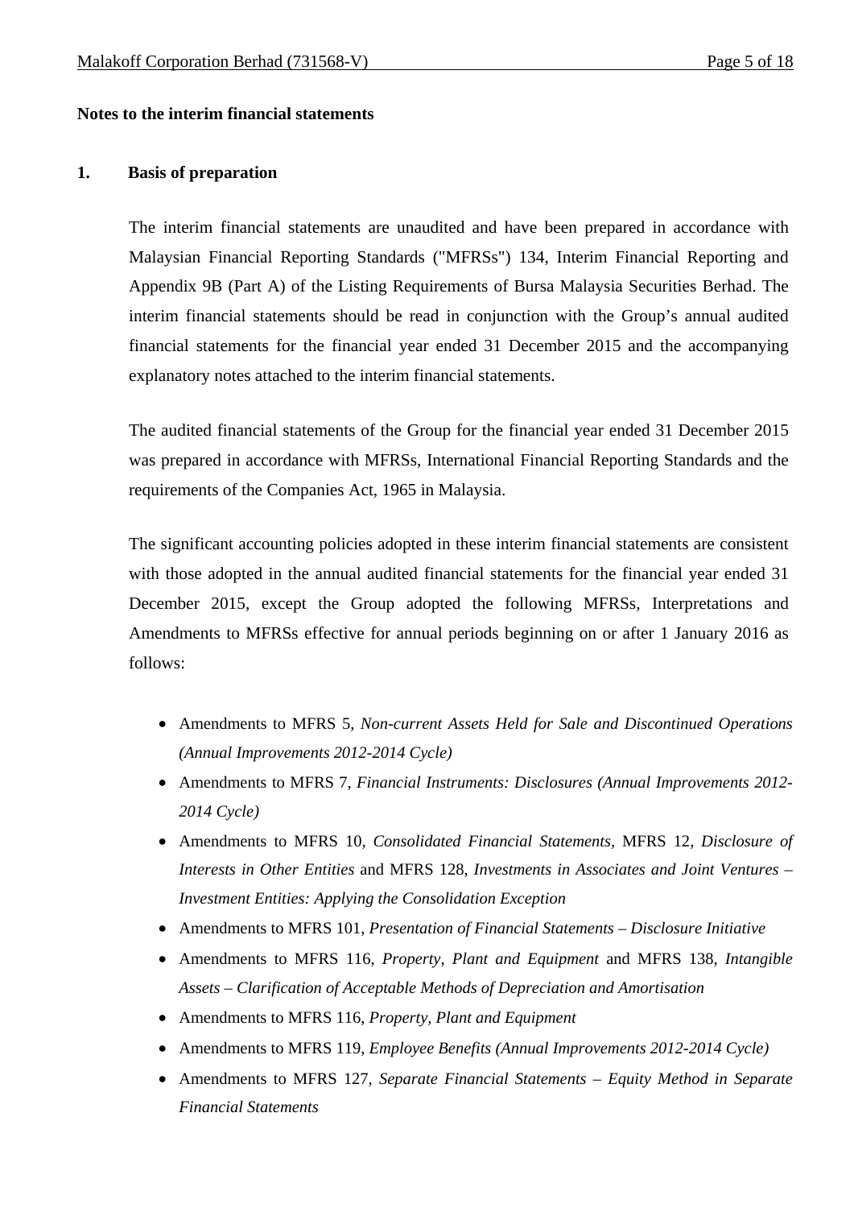**Notes to the interim financial statements**

**1. Basis of preparation**

The interim financial statements are unaudited and have been prepared in accordance with Malaysian Financial Reporting Standards ("MFRSs") 134, Interim Financial Reporting and Appendix 9B (Part A) of the Listing Requirements of Bursa Malaysia Securities Berhad. The interim financial statements should be read in conjunction with the Group's annual audited financial statements for the financial year ended 31 December 2015 and the accompanying explanatory notes attached to the interim financial statements.

The audited financial statements of the Group for the financial year ended 31 December 2015 was prepared in accordance with MFRSs, International Financial Reporting Standards and the requirements of the Companies Act, 1965 in Malaysia.

The significant accounting policies adopted in these interim financial statements are consistent with those adopted in the annual audited financial statements for the financial year ended 31 December 2015, except the Group adopted the following MFRSs, Interpretations and Amendments to MFRSs effective for annual periods beginning on or after 1 January 2016 as follows:

- Amendments to MFRS 5, *Non-current Assets Held for Sale and Discontinued Operations (Annual Improvements 2012-2014 Cycle)*
- Amendments to MFRS 7, *Financial Instruments: Disclosures (Annual Improvements 2012-2014 Cycle)*
- Amendments to MFRS 10, *Consolidated Financial Statements*, MFRS 12, *Disclosure of Interests in Other Entities* and MFRS 128, *Investments in Associates and Joint Ventures – Investment Entities: Applying the Consolidation Exception*
- Amendments to MFRS 101, *Presentation of Financial Statements – Disclosure Initiative*
- Amendments to MFRS 116, *Property, Plant and Equipment* and MFRS 138, *Intangible Assets – Clarification of Acceptable Methods of Depreciation and Amortisation*
- Amendments to MFRS 116, *Property, Plant and Equipment*
- Amendments to MFRS 119, *Employee Benefits (Annual Improvements 2012-2014 Cycle)*
- Amendments to MFRS 127, *Separate Financial Statements – Equity Method in Separate Financial Statements*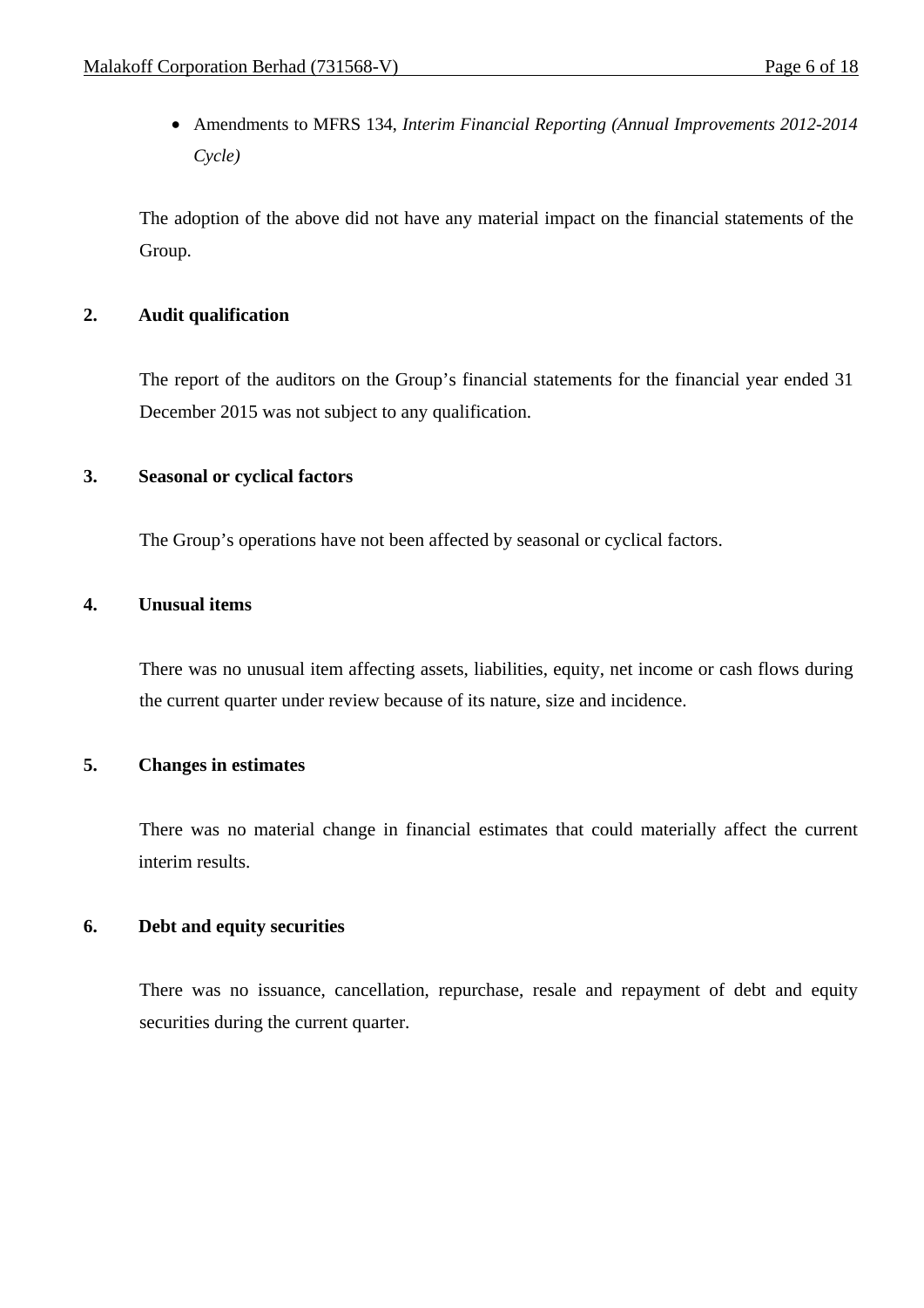- Amendments to MFRS 134, *Interim Financial Reporting (Annual Improvements 2012-2014 Cycle)*

The adoption of the above did not have any material impact on the financial statements of the Group.

**2. Audit qualification**

The report of the auditors on the Group's financial statements for the financial year ended 31 December 2015 was not subject to any qualification.

**3. Seasonal or cyclical factors**

The Group's operations have not been affected by seasonal or cyclical factors.

**4. Unusual items**

There was no unusual item affecting assets, liabilities, equity, net income or cash flows during the current quarter under review because of its nature, size and incidence.

**5. Changes in estimates**

There was no material change in financial estimates that could materially affect the current interim results.

**6. Debt and equity securities**

There was no issuance, cancellation, repurchase, resale and repayment of debt and equity securities during the current quarter.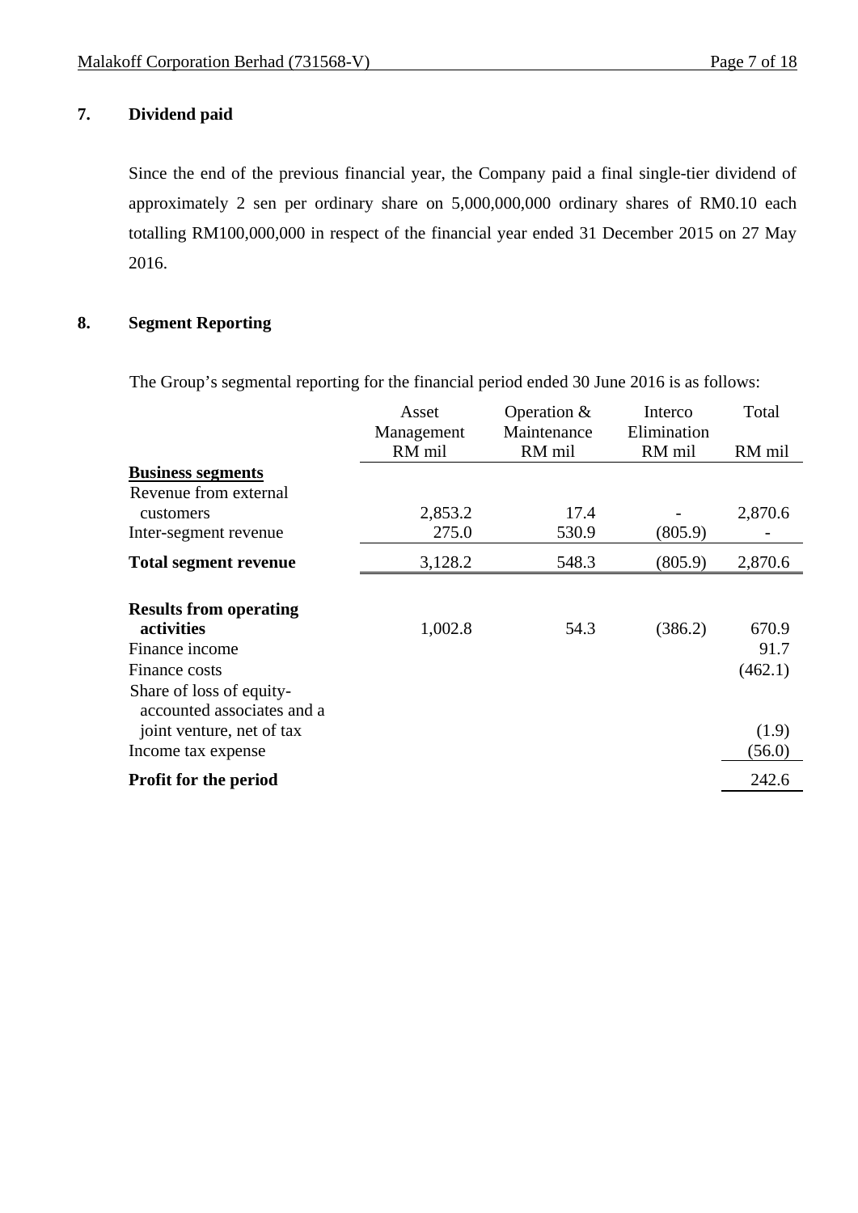## 7. Dividend paid

Since the end of the previous financial year, the Company paid a final single-tier dividend of approximately 2 sen per ordinary share on 5,000,000,000 ordinary shares of RM0.10 each totalling RM100,000,000 in respect of the financial year ended 31 December 2015 on 27 May 2016.

## 8. Segment Reporting

The Group's segmental reporting for the financial period ended 30 June 2016 is as follows:

| | Asset Management RM mil | Operation & Maintenance RM mil | Interco Elimination RM mil | Total RM mil |
|---|---|---|---|---|
| **Business segments** | | | | |
| Revenue from external customers | 2,853.2 | 17.4 | - | 2,870.6 |
| Inter-segment revenue | 275.0 | 530.9 | (805.9) | - |
| **Total segment revenue** | 3,128.2 | 548.3 | (805.9) | 2,870.6 |
| **Results from operating activities** | 1,002.8 | 54.3 | (386.2) | 670.9 |
| Finance income | | | | 91.7 |
| Finance costs | | | | (462.1) |
| Share of loss of equity-accounted associates and a joint venture, net of tax | | | | (1.9) |
| Income tax expense | | | | (56.0) |
| **Profit for the period** | | | | 242.6 |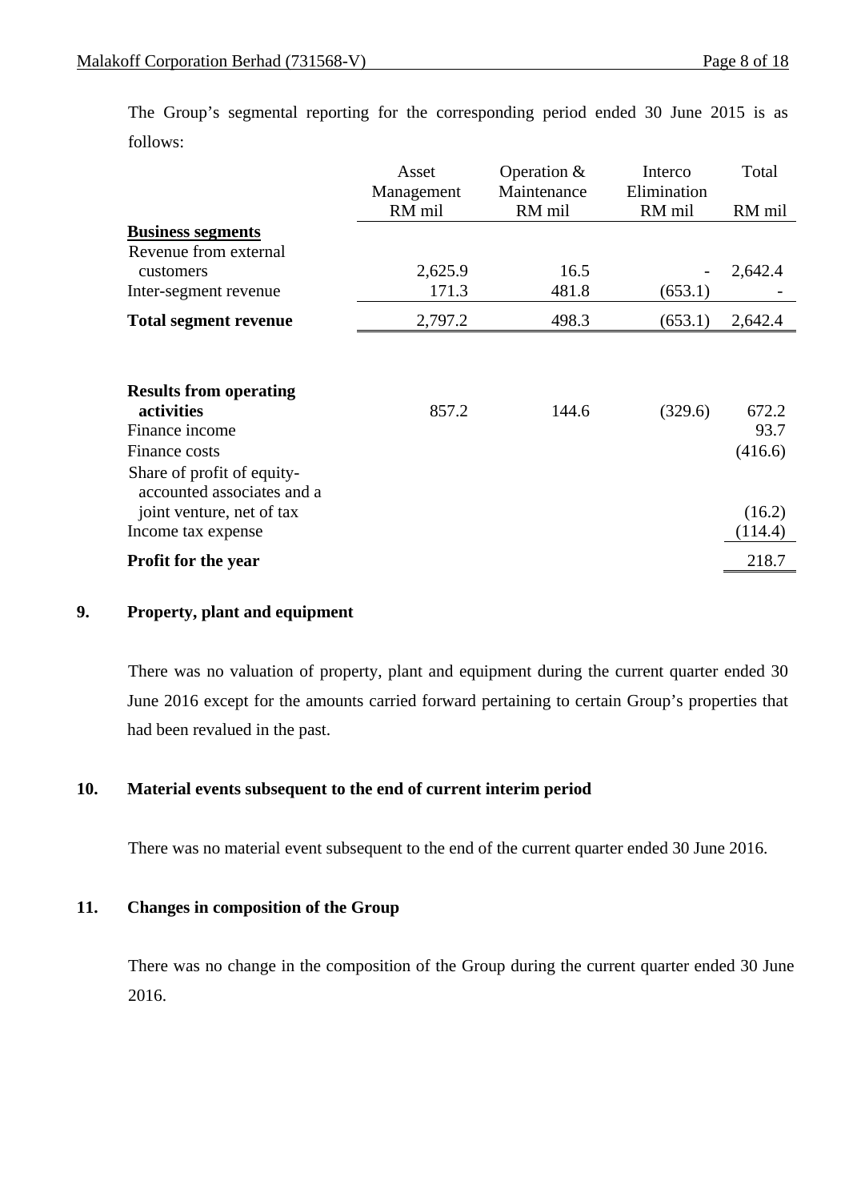The Group's segmental reporting for the corresponding period ended 30 June 2015 is as follows:

| | Asset Management RM mil | Operation & Maintenance RM mil | Interco Elimination RM mil | Total RM mil |
|---|---|---|---|---|
| **Business segments** | | | | |
| Revenue from external customers | 2,625.9 | 16.5 | - | 2,642.4 |
| Inter-segment revenue | 171.3 | 481.8 | (653.1) | - |
| **Total segment revenue** | 2,797.2 | 498.3 | (653.1) | 2,642.4 |
| | | | | |
| **Results from operating activities** | 857.2 | 144.6 | (329.6) | 672.2 |
| Finance income | | | | 93.7 |
| Finance costs | | | | (416.6) |
| Share of profit of equity-accounted associates and a joint venture, net of tax | | | | (16.2) |
| Income tax expense | | | | (114.4) |
| **Profit for the year** | | | | 218.7 |

## 9. Property, plant and equipment

There was no valuation of property, plant and equipment during the current quarter ended 30 June 2016 except for the amounts carried forward pertaining to certain Group's properties that had been revalued in the past.

## 10. Material events subsequent to the end of current interim period

There was no material event subsequent to the end of the current quarter ended 30 June 2016.

## 11. Changes in composition of the Group

There was no change in the composition of the Group during the current quarter ended 30 June 2016.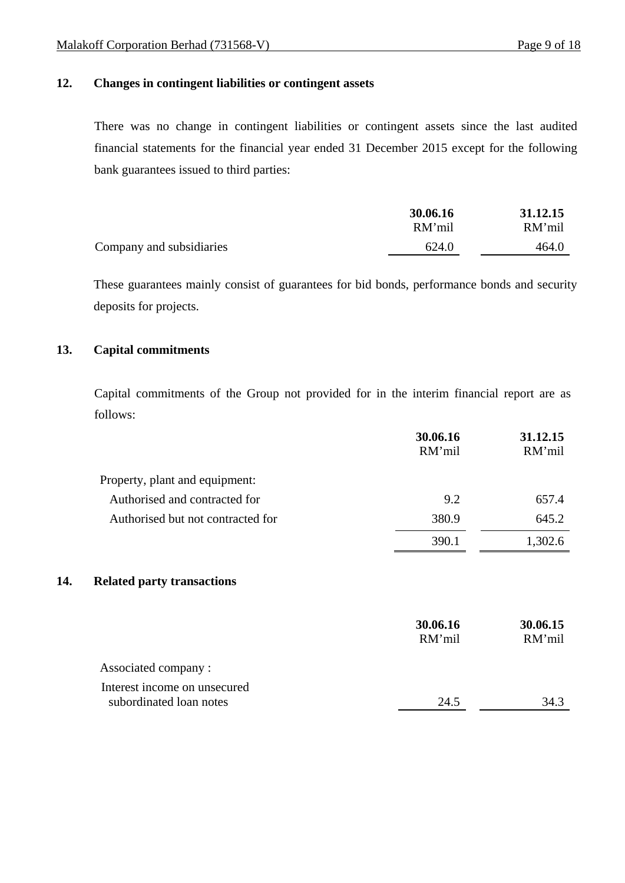## 12. Changes in contingent liabilities or contingent assets

There was no change in contingent liabilities or contingent assets since the last audited financial statements for the financial year ended 31 December 2015 except for the following bank guarantees issued to third parties:

| | **30.06.16** RM'mil | **31.12.15** RM'mil |
|---|---|---|
| Company and subsidiaries | 624.0 | 464.0 |

These guarantees mainly consist of guarantees for bid bonds, performance bonds and security deposits for projects.

## 13. Capital commitments

Capital commitments of the Group not provided for in the interim financial report are as follows:

| | **30.06.16** RM'mil | **31.12.15** RM'mil |
|---|---|---|
| Property, plant and equipment: | | |
| Authorised and contracted for | 9.2 | 657.4 |
| Authorised but not contracted for | 380.9 | 645.2 |
| | 390.1 | 1,302.6 |

## 14. Related party transactions

| | **30.06.16** RM'mil | **30.06.15** RM'mil |
|---|---|---|
| Associated company : | | |
| Interest income on unsecured subordinated loan notes | 24.5 | 34.3 |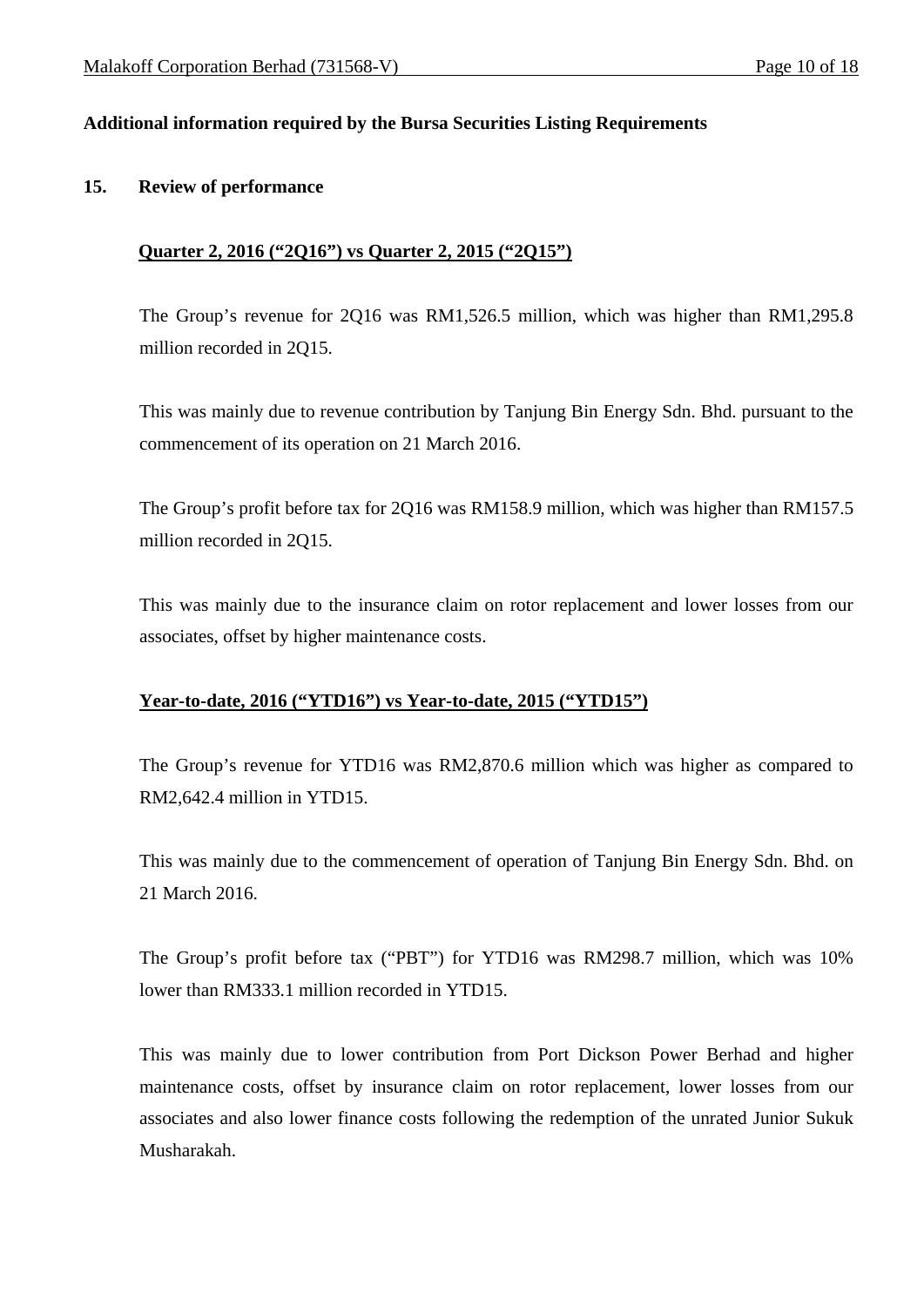**Additional information required by the Bursa Securities Listing Requirements**

## 15. Review of performance

### Quarter 2, 2016 ("2Q16") vs Quarter 2, 2015 ("2Q15")

The Group's revenue for 2Q16 was RM1,526.5 million, which was higher than RM1,295.8 million recorded in 2Q15.

This was mainly due to revenue contribution by Tanjung Bin Energy Sdn. Bhd. pursuant to the commencement of its operation on 21 March 2016.

The Group's profit before tax for 2Q16 was RM158.9 million, which was higher than RM157.5 million recorded in 2Q15.

This was mainly due to the insurance claim on rotor replacement and lower losses from our associates, offset by higher maintenance costs.

### Year-to-date, 2016 ("YTD16") vs Year-to-date, 2015 ("YTD15")

The Group's revenue for YTD16 was RM2,870.6 million which was higher as compared to RM2,642.4 million in YTD15.

This was mainly due to the commencement of operation of Tanjung Bin Energy Sdn. Bhd. on 21 March 2016.

The Group's profit before tax ("PBT") for YTD16 was RM298.7 million, which was 10% lower than RM333.1 million recorded in YTD15.

This was mainly due to lower contribution from Port Dickson Power Berhad and higher maintenance costs, offset by insurance claim on rotor replacement, lower losses from our associates and also lower finance costs following the redemption of the unrated Junior Sukuk Musharakah.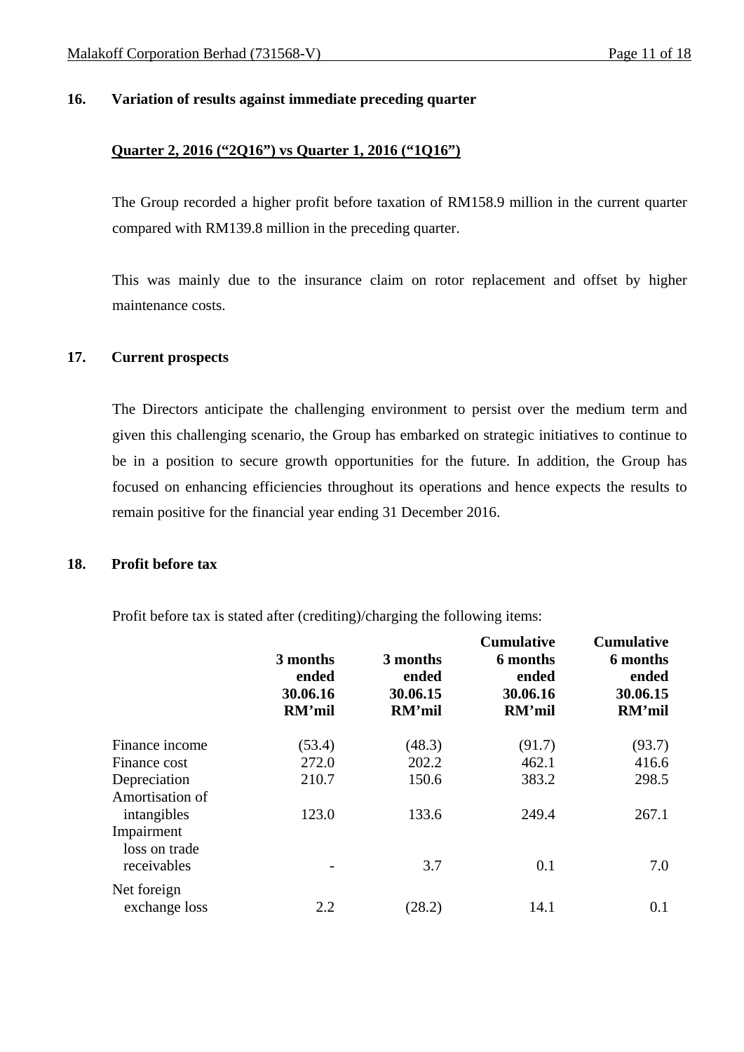## 16. Variation of results against immediate preceding quarter

**Quarter 2, 2016 ("2Q16") vs Quarter 1, 2016 ("1Q16")**

The Group recorded a higher profit before taxation of RM158.9 million in the current quarter compared with RM139.8 million in the preceding quarter.

This was mainly due to the insurance claim on rotor replacement and offset by higher maintenance costs.

## 17. Current prospects

The Directors anticipate the challenging environment to persist over the medium term and given this challenging scenario, the Group has embarked on strategic initiatives to continue to be in a position to secure growth opportunities for the future. In addition, the Group has focused on enhancing efficiencies throughout its operations and hence expects the results to remain positive for the financial year ending 31 December 2016.

## 18. Profit before tax

Profit before tax is stated after (crediting)/charging the following items:

| | 3 months ended 30.06.16 RM'mil | 3 months ended 30.06.15 RM'mil | Cumulative 6 months ended 30.06.16 RM'mil | Cumulative 6 months ended 30.06.15 RM'mil |
|---|---|---|---|---|
| Finance income | (53.4) | (48.3) | (91.7) | (93.7) |
| Finance cost | 272.0 | 202.2 | 462.1 | 416.6 |
| Depreciation | 210.7 | 150.6 | 383.2 | 298.5 |
| Amortisation of intangibles | 123.0 | 133.6 | 249.4 | 267.1 |
| Impairment loss on trade receivables | - | 3.7 | 0.1 | 7.0 |
| Net foreign exchange loss | 2.2 | (28.2) | 14.1 | 0.1 |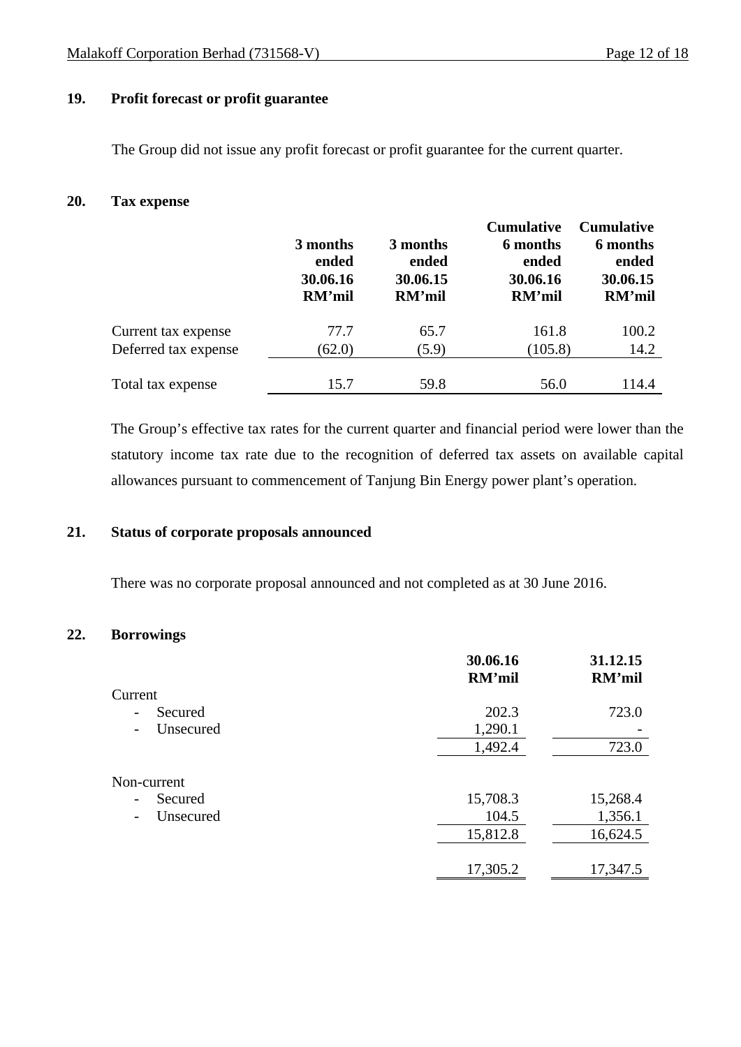## 19. Profit forecast or profit guarantee

The Group did not issue any profit forecast or profit guarantee for the current quarter.

## 20. Tax expense

| | 3 months ended 30.06.16 RM'mil | 3 months ended 30.06.15 RM'mil | Cumulative 6 months ended 30.06.16 RM'mil | Cumulative 6 months ended 30.06.15 RM'mil |
|---|---|---|---|---|
| Current tax expense | 77.7 | 65.7 | 161.8 | 100.2 |
| Deferred tax expense | (62.0) | (5.9) | (105.8) | 14.2 |
| Total tax expense | 15.7 | 59.8 | 56.0 | 114.4 |

The Group's effective tax rates for the current quarter and financial period were lower than the statutory income tax rate due to the recognition of deferred tax assets on available capital allowances pursuant to commencement of Tanjung Bin Energy power plant's operation.

## 21. Status of corporate proposals announced

There was no corporate proposal announced and not completed as at 30 June 2016.

## 22. Borrowings

| | 30.06.16 RM'mil | 31.12.15 RM'mil |
|---|---|---|
| Current | | |
| - Secured | 202.3 | 723.0 |
| - Unsecured | 1,290.1 | - |
| | 1,492.4 | 723.0 |
| Non-current | | |
| - Secured | 15,708.3 | 15,268.4 |
| - Unsecured | 104.5 | 1,356.1 |
| | 15,812.8 | 16,624.5 |
| | 17,305.2 | 17,347.5 |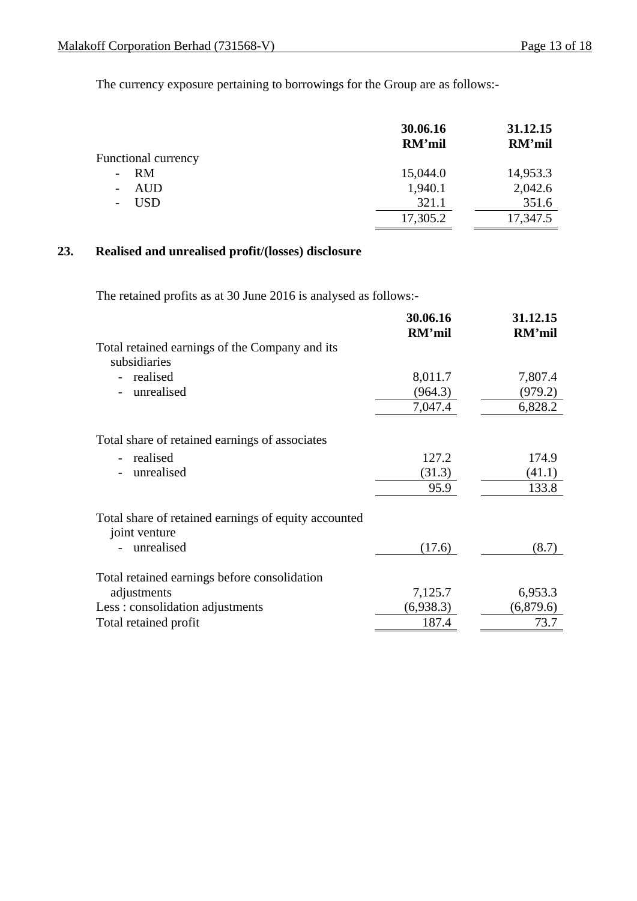The currency exposure pertaining to borrowings for the Group are as follows:-

| | 30.06.16 RM'mil | 31.12.15 RM'mil |
|---|---|---|
| Functional currency | | |
| - RM | 15,044.0 | 14,953.3 |
| - AUD | 1,940.1 | 2,042.6 |
| - USD | 321.1 | 351.6 |
| | 17,305.2 | 17,347.5 |

## 23. Realised and unrealised profit/(losses) disclosure

The retained profits as at 30 June 2016 is analysed as follows:-

| | 30.06.16 RM'mil | 31.12.15 RM'mil |
|---|---|---|
| Total retained earnings of the Company and its subsidiaries | | |
| - realised | 8,011.7 | 7,807.4 |
| - unrealised | (964.3) | (979.2) |
| | 7,047.4 | 6,828.2 |
| Total share of retained earnings of associates | | |
| - realised | 127.2 | 174.9 |
| - unrealised | (31.3) | (41.1) |
| | 95.9 | 133.8 |
| Total share of retained earnings of equity accounted joint venture | | |
| - unrealised | (17.6) | (8.7) |
| Total retained earnings before consolidation adjustments | 7,125.7 | 6,953.3 |
| Less : consolidation adjustments | (6,938.3) | (6,879.6) |
| Total retained profit | 187.4 | 73.7 |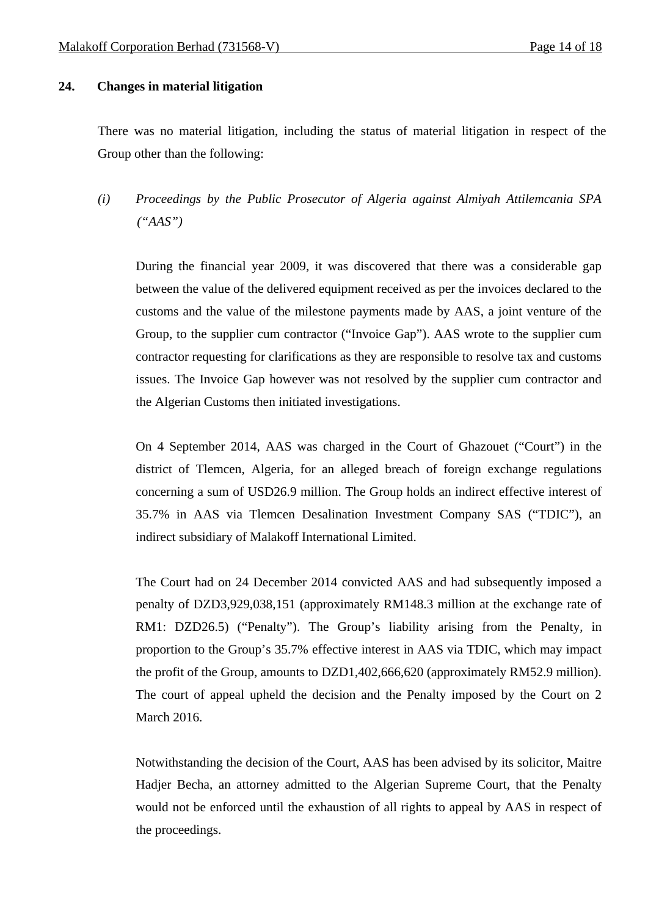## 24. Changes in material litigation

There was no material litigation, including the status of material litigation in respect of the Group other than the following:

*(i) Proceedings by the Public Prosecutor of Algeria against Almiyah Attilemcania SPA ("AAS")*

During the financial year 2009, it was discovered that there was a considerable gap between the value of the delivered equipment received as per the invoices declared to the customs and the value of the milestone payments made by AAS, a joint venture of the Group, to the supplier cum contractor ("Invoice Gap"). AAS wrote to the supplier cum contractor requesting for clarifications as they are responsible to resolve tax and customs issues. The Invoice Gap however was not resolved by the supplier cum contractor and the Algerian Customs then initiated investigations.

On 4 September 2014, AAS was charged in the Court of Ghazouet ("Court") in the district of Tlemcen, Algeria, for an alleged breach of foreign exchange regulations concerning a sum of USD26.9 million. The Group holds an indirect effective interest of 35.7% in AAS via Tlemcen Desalination Investment Company SAS ("TDIC"), an indirect subsidiary of Malakoff International Limited.

The Court had on 24 December 2014 convicted AAS and had subsequently imposed a penalty of DZD3,929,038,151 (approximately RM148.3 million at the exchange rate of RM1: DZD26.5) ("Penalty"). The Group's liability arising from the Penalty, in proportion to the Group's 35.7% effective interest in AAS via TDIC, which may impact the profit of the Group, amounts to DZD1,402,666,620 (approximately RM52.9 million). The court of appeal upheld the decision and the Penalty imposed by the Court on 2 March 2016.

Notwithstanding the decision of the Court, AAS has been advised by its solicitor, Maitre Hadjer Becha, an attorney admitted to the Algerian Supreme Court, that the Penalty would not be enforced until the exhaustion of all rights to appeal by AAS in respect of the proceedings.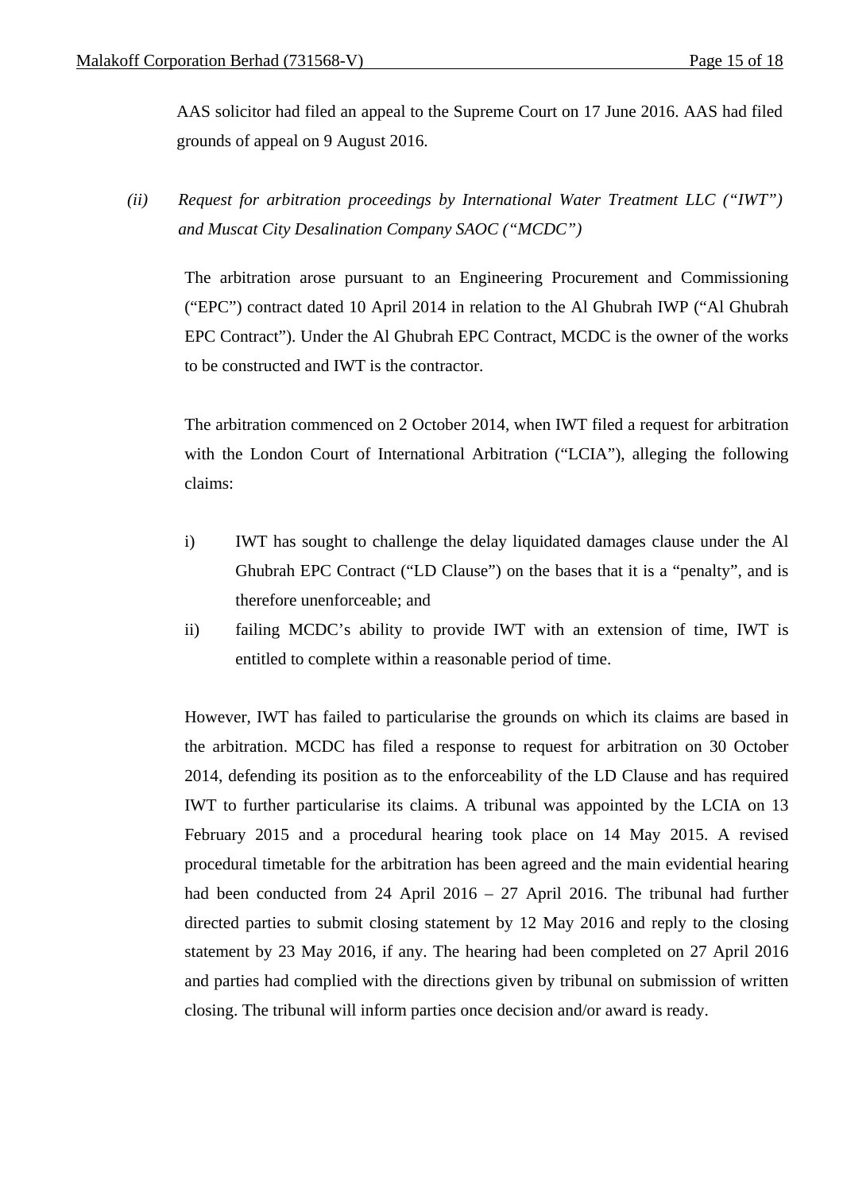AAS solicitor had filed an appeal to the Supreme Court on 17 June 2016. AAS had filed grounds of appeal on 9 August 2016.

*(ii) Request for arbitration proceedings by International Water Treatment LLC ("IWT") and Muscat City Desalination Company SAOC ("MCDC")*

The arbitration arose pursuant to an Engineering Procurement and Commissioning ("EPC") contract dated 10 April 2014 in relation to the Al Ghubrah IWP ("Al Ghubrah EPC Contract"). Under the Al Ghubrah EPC Contract, MCDC is the owner of the works to be constructed and IWT is the contractor.

The arbitration commenced on 2 October 2014, when IWT filed a request for arbitration with the London Court of International Arbitration ("LCIA"), alleging the following claims:

i) IWT has sought to challenge the delay liquidated damages clause under the Al Ghubrah EPC Contract ("LD Clause") on the bases that it is a "penalty", and is therefore unenforceable; and

ii) failing MCDC's ability to provide IWT with an extension of time, IWT is entitled to complete within a reasonable period of time.

However, IWT has failed to particularise the grounds on which its claims are based in the arbitration. MCDC has filed a response to request for arbitration on 30 October 2014, defending its position as to the enforceability of the LD Clause and has required IWT to further particularise its claims. A tribunal was appointed by the LCIA on 13 February 2015 and a procedural hearing took place on 14 May 2015. A revised procedural timetable for the arbitration has been agreed and the main evidential hearing had been conducted from 24 April 2016 – 27 April 2016. The tribunal had further directed parties to submit closing statement by 12 May 2016 and reply to the closing statement by 23 May 2016, if any. The hearing had been completed on 27 April 2016 and parties had complied with the directions given by tribunal on submission of written closing. The tribunal will inform parties once decision and/or award is ready.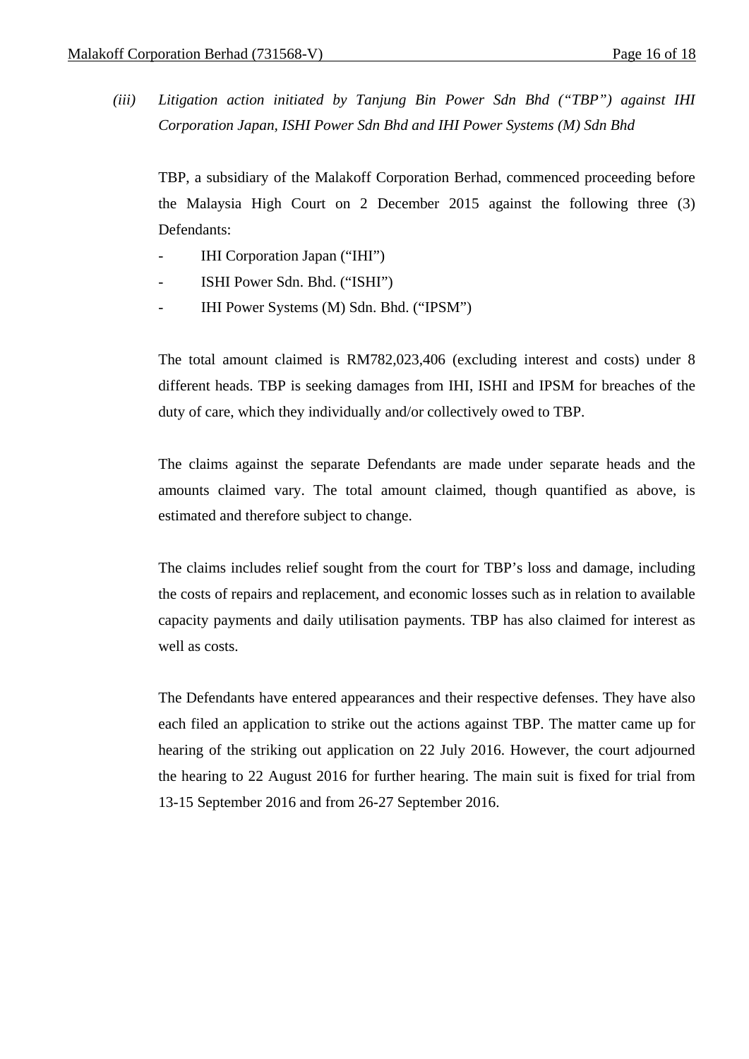*(iii) Litigation action initiated by Tanjung Bin Power Sdn Bhd ("TBP") against IHI Corporation Japan, ISHI Power Sdn Bhd and IHI Power Systems (M) Sdn Bhd*

TBP, a subsidiary of the Malakoff Corporation Berhad, commenced proceeding before the Malaysia High Court on 2 December 2015 against the following three (3) Defendants:

- IHI Corporation Japan ("IHI")
- ISHI Power Sdn. Bhd. ("ISHI")
- IHI Power Systems (M) Sdn. Bhd. ("IPSM")

The total amount claimed is RM782,023,406 (excluding interest and costs) under 8 different heads. TBP is seeking damages from IHI, ISHI and IPSM for breaches of the duty of care, which they individually and/or collectively owed to TBP.

The claims against the separate Defendants are made under separate heads and the amounts claimed vary. The total amount claimed, though quantified as above, is estimated and therefore subject to change.

The claims includes relief sought from the court for TBP's loss and damage, including the costs of repairs and replacement, and economic losses such as in relation to available capacity payments and daily utilisation payments. TBP has also claimed for interest as well as costs.

The Defendants have entered appearances and their respective defenses. They have also each filed an application to strike out the actions against TBP. The matter came up for hearing of the striking out application on 22 July 2016. However, the court adjourned the hearing to 22 August 2016 for further hearing. The main suit is fixed for trial from 13-15 September 2016 and from 26-27 September 2016.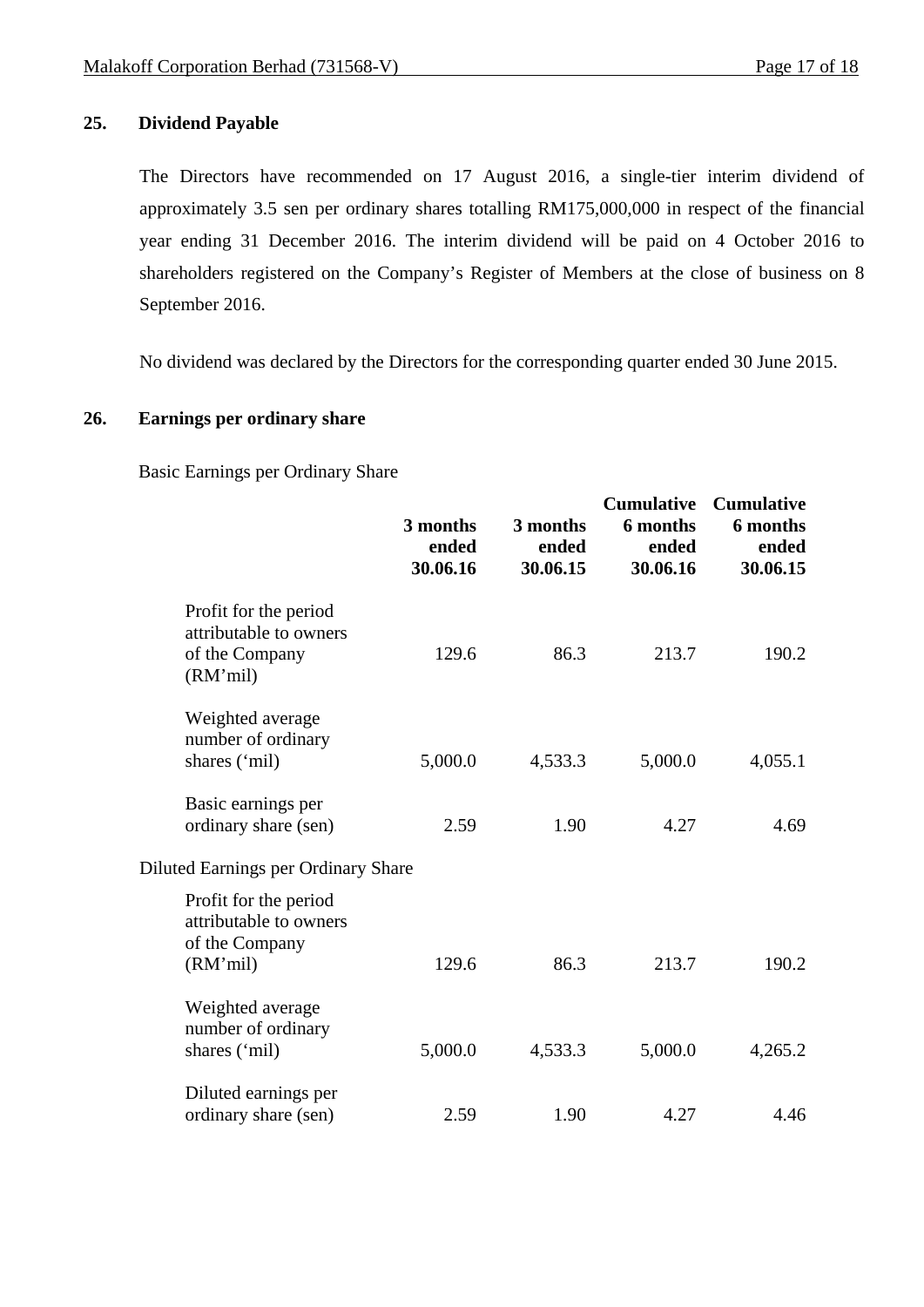## 25. Dividend Payable

The Directors have recommended on 17 August 2016, a single-tier interim dividend of approximately 3.5 sen per ordinary shares totalling RM175,000,000 in respect of the financial year ending 31 December 2016. The interim dividend will be paid on 4 October 2016 to shareholders registered on the Company's Register of Members at the close of business on 8 September 2016.

No dividend was declared by the Directors for the corresponding quarter ended 30 June 2015.

## 26. Earnings per ordinary share

Basic Earnings per Ordinary Share

| | 3 months ended 30.06.16 | 3 months ended 30.06.15 | Cumulative 6 months ended 30.06.16 | Cumulative 6 months ended 30.06.15 |
|---|---|---|---|---|
| Profit for the period attributable to owners of the Company (RM'mil) | 129.6 | 86.3 | 213.7 | 190.2 |
| Weighted average number of ordinary shares ('mil) | 5,000.0 | 4,533.3 | 5,000.0 | 4,055.1 |
| Basic earnings per ordinary share (sen) | 2.59 | 1.90 | 4.27 | 4.69 |

Diluted Earnings per Ordinary Share

| | 3 months ended 30.06.16 | 3 months ended 30.06.15 | Cumulative 6 months ended 30.06.16 | Cumulative 6 months ended 30.06.15 |
|---|---|---|---|---|
| Profit for the period attributable to owners of the Company (RM'mil) | 129.6 | 86.3 | 213.7 | 190.2 |
| Weighted average number of ordinary shares ('mil) | 5,000.0 | 4,533.3 | 5,000.0 | 4,265.2 |
| Diluted earnings per ordinary share (sen) | 2.59 | 1.90 | 4.27 | 4.46 |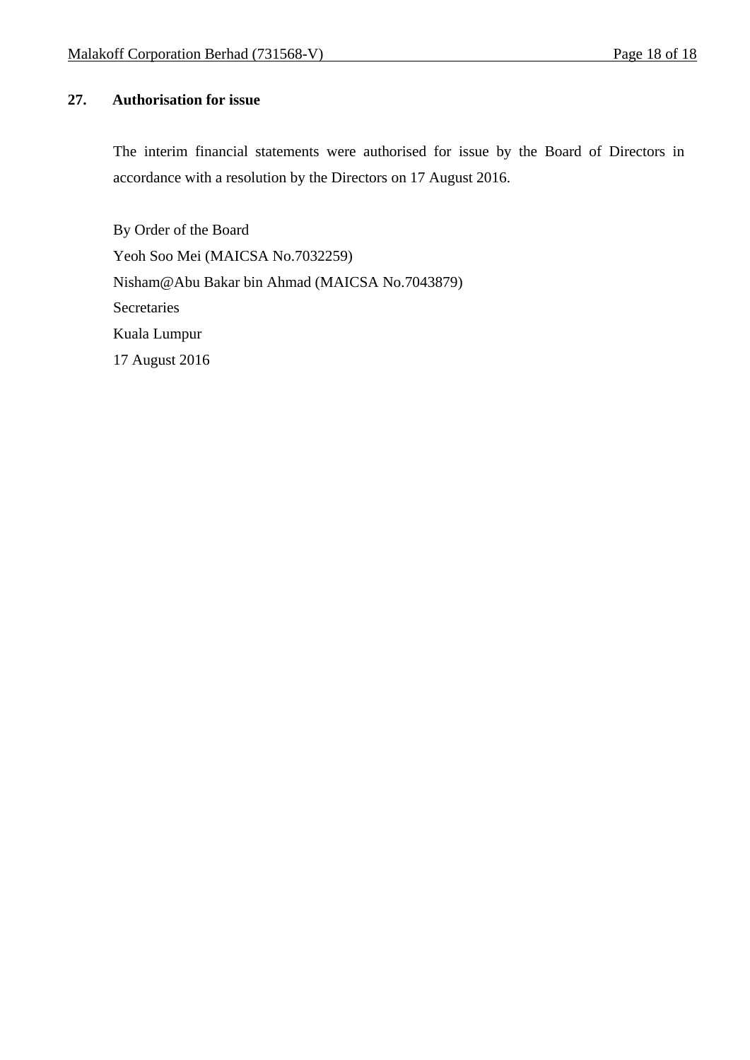## 27. Authorisation for issue

The interim financial statements were authorised for issue by the Board of Directors in accordance with a resolution by the Directors on 17 August 2016.

By Order of the Board
Yeoh Soo Mei (MAICSA No.7032259)
Nisham@Abu Bakar bin Ahmad (MAICSA No.7043879)
Secretaries
Kuala Lumpur
17 August 2016